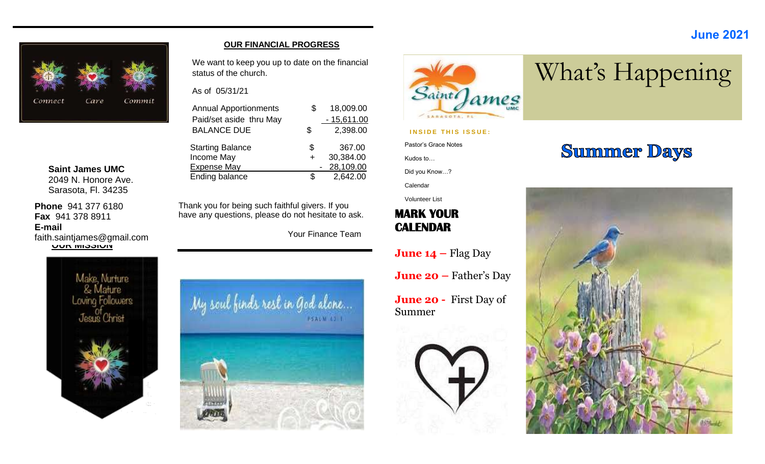**Saint James UMC**
2049 N. Honore Ave.
Sarasota, Fl. 34235

**Phone** 941 377 6180
**Fax** 941 378 8911
**E-mail**
faith.saintjames@gmail.com

**OUR MISSION**

## OUR FINANCIAL PROGRESS

We want to keep you up to date on the financial status of the church.

As of 05/31/21

| | | |
|---|---|---|
| Annual Apportionments | $ | 18,009.00 |
| Paid/set aside thru May | | - 15,611.00 |
| BALANCE DUE | $ | 2,398.00 |

| | | |
|---|---|---|
| Starting Balance | $ | 367.00 |
| Income May | + | 30,384.00 |
| Expense May | - | 28,109.00 |
| Ending balance | $ | 2,642.00 |

Thank you for being such faithful givers. If you have any questions, please do not hesitate to ask.

Your Finance Team

**June 2021**

# What's Happening

**INSIDE THIS ISSUE:**

- Pastor's Grace Notes
- Kudos to…
- Did you Know…?
- Calendar
- Volunteer List

## MARK YOUR CALENDAR

**June 14 –** Flag Day

**June 20 –** Father's Day

**June 20 -** First Day of Summer

## Summer Days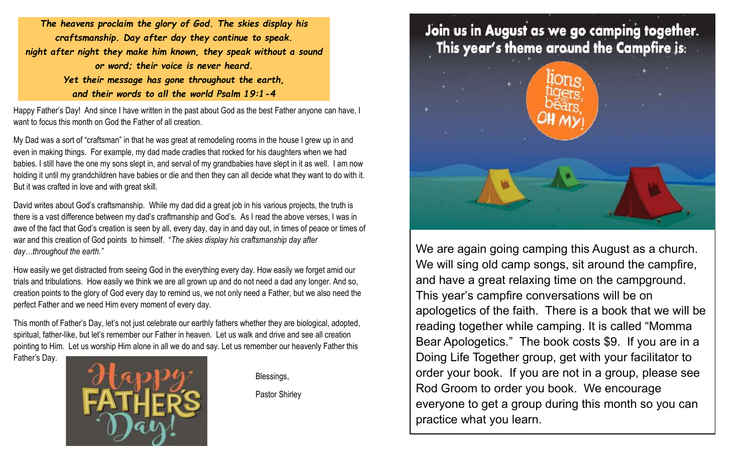***The heavens proclaim the glory of God. The skies display his craftsmanship. Day after day they continue to speak. night after night they make him known, they speak without a sound or word; their voice is never heard. Yet their message has gone throughout the earth, and their words to all the world Psalm 19:1-4***

Happy Father's Day! And since I have written in the past about God as the best Father anyone can have, I want to focus this month on God the Father of all creation.

My Dad was a sort of "craftsman" in that he was great at remodeling rooms in the house I grew up in and even in making things. For example, my dad made cradles that rocked for his daughters when we had babies. I still have the one my sons slept in, and serval of my grandbabies have slept in it as well. I am now holding it until my grandchildren have babies or die and then they can all decide what they want to do with it. But it was crafted in love and with great skill.

David writes about God's craftsmanship. While my dad did a great job in his various projects, the truth is there is a vast difference between my dad's craftmanship and God's. As I read the above verses, I was in awe of the fact that God's creation is seen by all, every day, day in and day out, in times of peace or times of war and this creation of God points to himself. "*The skies display his craftsmanship day after day…throughout the earth."*

How easily we get distracted from seeing God in the everything every day. How easily we forget amid our trials and tribulations. How easily we think we are all grown up and do not need a dad any longer. And so, creation points to the glory of God every day to remind us, we not only need a Father, but we also need the perfect Father and we need Him every moment of every day.

This month of Father's Day, let's not just celebrate our earthly fathers whether they are biological, adopted, spiritual, father-like, but let's remember our Father in heaven. Let us walk and drive and see all creation pointing to Him. Let us worship Him alone in all we do and say. Let us remember our heavenly Father this Father's Day.

Happy Father's Day!

Blessings,

Pastor Shirley

**Join us in August as we go camping together. This year's theme around the Campfire is:**

**lions, tigers, and bears, OH MY!**

We are again going camping this August as a church. We will sing old camp songs, sit around the campfire, and have a great relaxing time on the campground. This year's campfire conversations will be on apologetics of the faith. There is a book that we will be reading together while camping. It is called "Momma Bear Apologetics." The book costs $9. If you are in a Doing Life Together group, get with your facilitator to order your book. If you are not in a group, please see Rod Groom to order you book. We encourage everyone to get a group during this month so you can practice what you learn.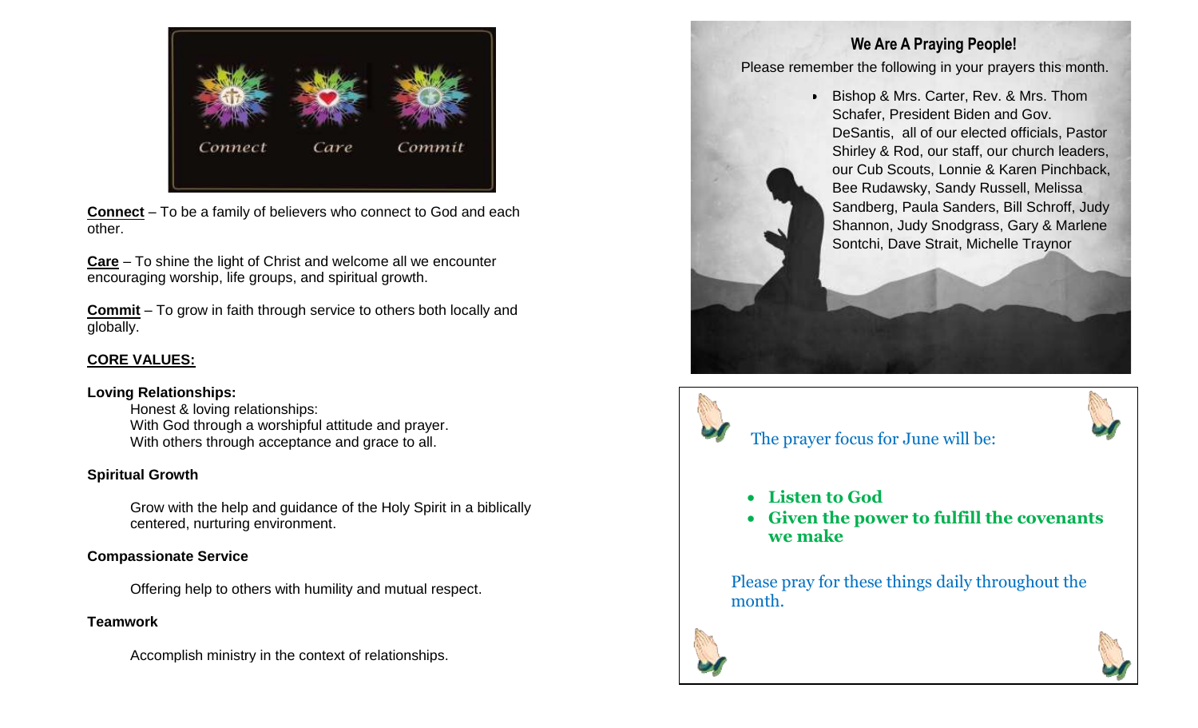Connect Care Commit

**Connect** – To be a family of believers who connect to God and each other.

**Care** – To shine the light of Christ and welcome all we encounter encouraging worship, life groups, and spiritual growth.

**Commit** – To grow in faith through service to others both locally and globally.

## CORE VALUES:

**Loving Relationships:**

Honest & loving relationships:
With God through a worshipful attitude and prayer.
With others through acceptance and grace to all.

**Spiritual Growth**

Grow with the help and guidance of the Holy Spirit in a biblically centered, nurturing environment.

**Compassionate Service**

Offering help to others with humility and mutual respect.

**Teamwork**

Accomplish ministry in the context of relationships.

## We Are A Praying People!

Please remember the following in your prayers this month.

- Bishop & Mrs. Carter, Rev. & Mrs. Thom Schafer, President Biden and Gov. DeSantis, all of our elected officials, Pastor Shirley & Rod, our staff, our church leaders, our Cub Scouts, Lonnie & Karen Pinchback, Bee Rudawsky, Sandy Russell, Melissa Sandberg, Paula Sanders, Bill Schroff, Judy Shannon, Judy Snodgrass, Gary & Marlene Sontchi, Dave Strait, Michelle Traynor

The prayer focus for June will be:

- **Listen to God**
- **Given the power to fulfill the covenants we make**

Please pray for these things daily throughout the month.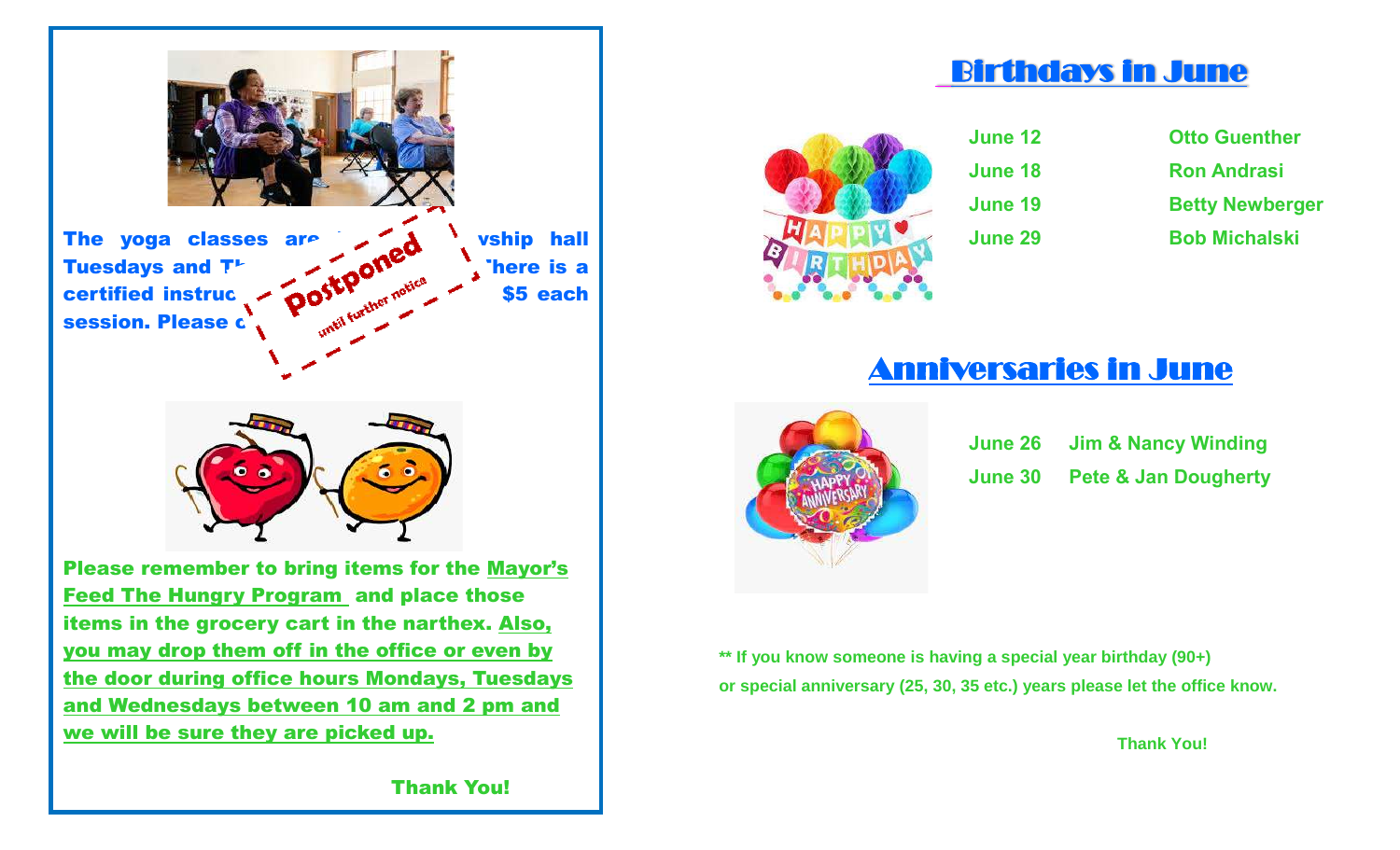The yoga classes are ... vship hall Tuesdays and T... here is a certified instruc... $5 each session. Please c...

Postponed
until further notice

Please remember to bring items for the Mayor's Feed The Hungry Program and place those items in the grocery cart in the narthex. Also, you may drop them off in the office or even by the door during office hours Mondays, Tuesdays and Wednesdays between 10 am and 2 pm and we will be sure they are picked up.

Thank You!

## Birthdays in June

| | |
|---|---|
| June 12 | Otto Guenther |
| June 18 | Ron Andrasi |
| June 19 | Betty Newberger |
| June 29 | Bob Michalski |

## Anniversaries in June

| | |
|---|---|
| June 26 | Jim & Nancy Winding |
| June 30 | Pete & Jan Dougherty |

** If you know someone is having a special year birthday (90+) or special anniversary (25, 30, 35 etc.) years please let the office know.

Thank You!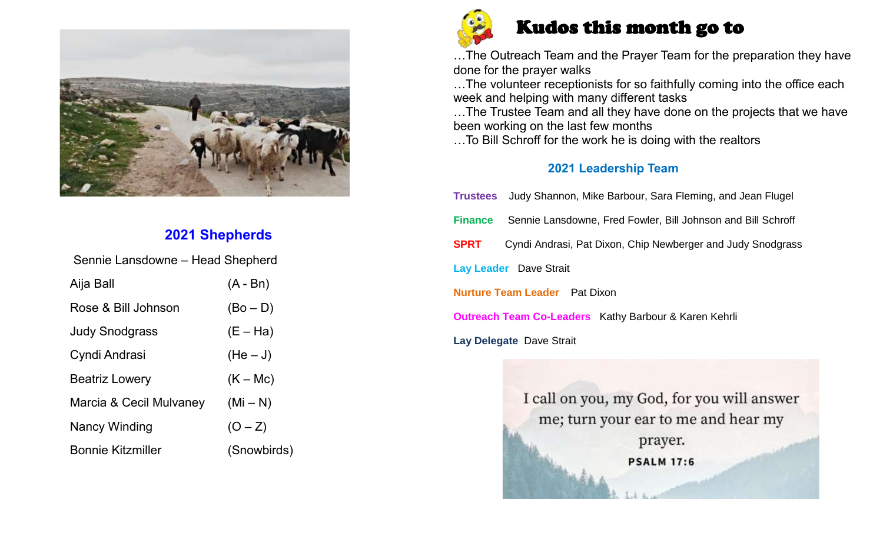## 2021 Shepherds

Sennie Lansdowne – Head Shepherd

| | |
|---|---|
| Aija Ball | (A - Bn) |
| Rose & Bill Johnson | (Bo – D) |
| Judy Snodgrass | (E – Ha) |
| Cyndi Andrasi | (He – J) |
| Beatriz Lowery | (K – Mc) |
| Marcia & Cecil Mulvaney | (Mi – N) |
| Nancy Winding | (O – Z) |
| Bonnie Kitzmiller | (Snowbirds) |

## Kudos this month go to

…The Outreach Team and the Prayer Team for the preparation they have done for the prayer walks

…The volunteer receptionists for so faithfully coming into the office each week and helping with many different tasks

…The Trustee Team and all they have done on the projects that we have been working on the last few months

…To Bill Schroff for the work he is doing with the realtors

## 2021 Leadership Team

**Trustees** Judy Shannon, Mike Barbour, Sara Fleming, and Jean Flugel

**Finance** Sennie Lansdowne, Fred Fowler, Bill Johnson and Bill Schroff

**SPRT** Cyndi Andrasi, Pat Dixon, Chip Newberger and Judy Snodgrass

**Lay Leader** Dave Strait

**Nurture Team Leader** Pat Dixon

**Outreach Team Co-Leaders** Kathy Barbour & Karen Kehrli

**Lay Delegate** Dave Strait

I call on you, my God, for you will answer me; turn your ear to me and hear my prayer.
PSALM 17:6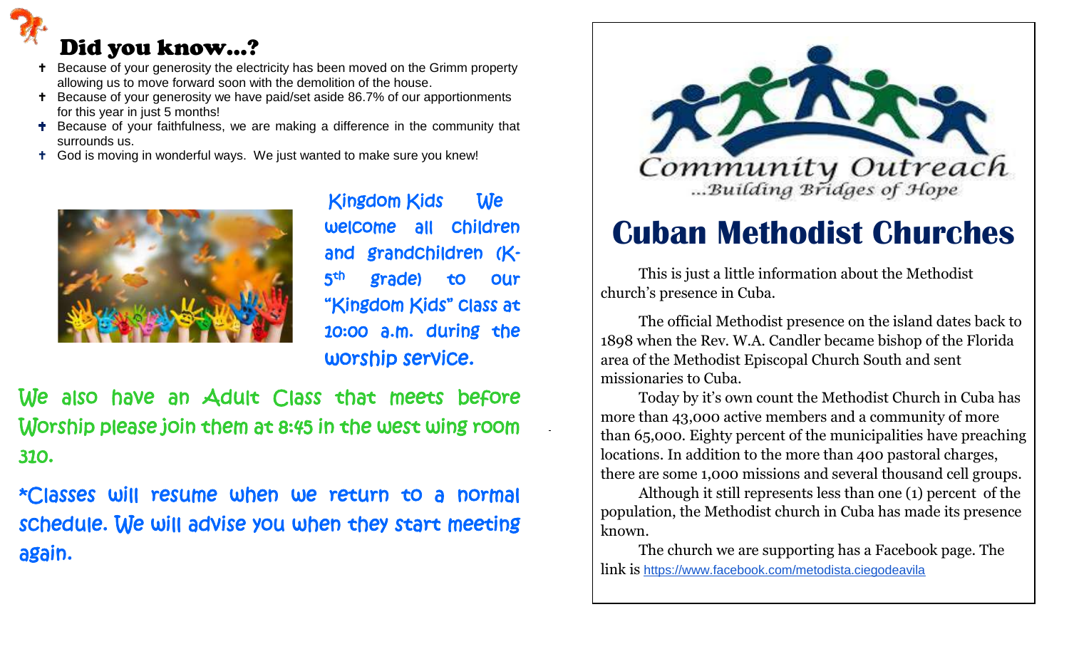## Did you know…?

- Because of your generosity the electricity has been moved on the Grimm property allowing us to move forward soon with the demolition of the house.
- Because of your generosity we have paid/set aside 86.7% of our apportionments for this year in just 5 months!
- Because of your faithfulness, we are making a difference in the community that surrounds us.
- God is moving in wonderful ways. We just wanted to make sure you knew!

Kingdom Kids We welcome all children and grandchildren (K-5th grade) to our "Kingdom Kids" class at 10:00 a.m. during the worship service.

We also have an Adult Class that meets before Worship please join them at 8:45 in the west wing room 310.

*Classes will resume when we return to a normal schedule. We will advise you when they start meeting again.

Community Outreach
...Building Bridges of Hope

# Cuban Methodist Churches

This is just a little information about the Methodist church's presence in Cuba.

The official Methodist presence on the island dates back to 1898 when the Rev. W.A. Candler became bishop of the Florida area of the Methodist Episcopal Church South and sent missionaries to Cuba.

Today by it's own count the Methodist Church in Cuba has more than 43,000 active members and a community of more than 65,000. Eighty percent of the municipalities have preaching locations. In addition to the more than 400 pastoral charges, there are some 1,000 missions and several thousand cell groups.

Although it still represents less than one (1) percent of the population, the Methodist church in Cuba has made its presence known.

The church we are supporting has a Facebook page. The link is https://www.facebook.com/metodista.ciegodeavila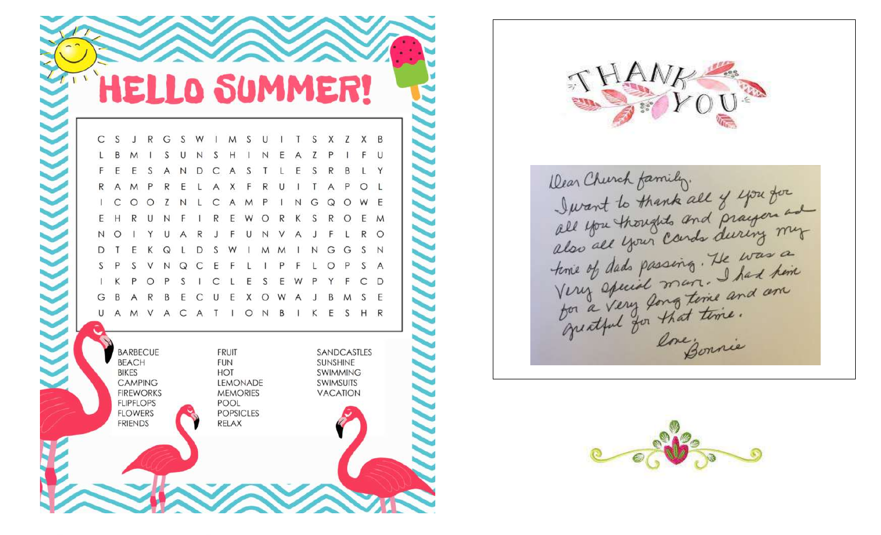# HELLO SUMMER!

```
C S J R G S W I M S U I T S X Z X B
L B M I S U N S H I N E A Z P I F U
F E E S A N D C A S T L E S R B L Y
R A M P R E L A X F R U I T A P O L
I C O O Z N L C A M P I N G Q O W E
E H R U N F I R E W O R K S R O E M
N O I Y U A R J F U N V A J F L R O
D T E K Q L D S W I M M I N G G S N
S P S V N Q C E F L I P F L O P S A
I K P O P S I C L E S E W P Y F C D
G B A R B E C U E X O W A J B M S E
U A M V A C A T I O N B I K E S H R
```

- BARBECUE
- BEACH
- BIKES
- CAMPING
- FIREWORKS
- FLIPFLOPS
- FLOWERS
- FRIENDS
- FRUIT
- FUN
- HOT
- LEMONADE
- MEMORIES
- POOL
- POPSICLES
- RELAX
- SANDCASTLES
- SUNSHINE
- SWIMMING
- SWIMSUITS
- VACATION

## THANK YOU

Dear Church family,

I want to thank all of you for all your thoughts and prayers and also all your Cards during my time of dads passing. He was a Very special man. I had him for a very long time and am greatful for that time.

Love,
Bonnie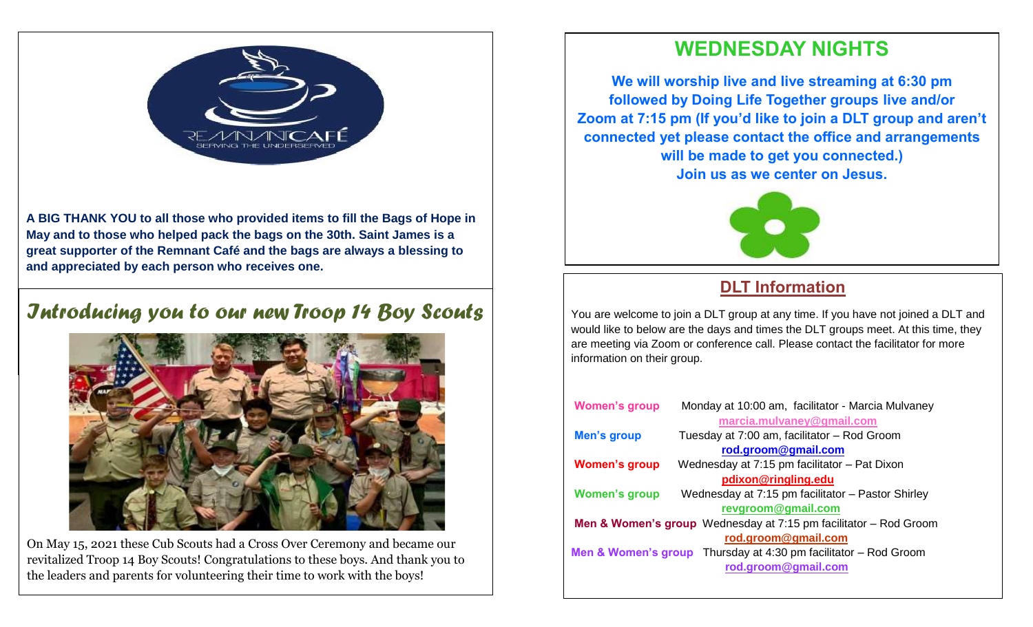A BIG THANK YOU to all those who provided items to fill the Bags of Hope in May and to those who helped pack the bags on the 30th. Saint James is a great supporter of the Remnant Café and the bags are always a blessing to and appreciated by each person who receives one.

## *Introducing you to our new Troop 14 Boy Scouts*

On May 15, 2021 these Cub Scouts had a Cross Over Ceremony and became our revitalized Troop 14 Boy Scouts! Congratulations to these boys. And thank you to the leaders and parents for volunteering their time to work with the boys!

# WEDNESDAY NIGHTS

**We will worship live and live streaming at 6:30 pm followed by Doing Life Together groups live and/or Zoom at 7:15 pm (If you'd like to join a DLT group and aren't connected yet please contact the office and arrangements will be made to get you connected.)**
**Join us as we center on Jesus.**

## DLT Information

You are welcome to join a DLT group at any time. If you have not joined a DLT and would like to below are the days and times the DLT groups meet. At this time, they are meeting via Zoom or conference call. Please contact the facilitator for more information on their group.

**Women's group** Monday at 10:00 am, facilitator - Marcia Mulvaney
marcia.mulvaney@gmail.com

**Men's group** Tuesday at 7:00 am, facilitator – Rod Groom
rod.groom@gmail.com

**Women's group** Wednesday at 7:15 pm facilitator – Pat Dixon
pdixon@ringling.edu

**Women's group** Wednesday at 7:15 pm facilitator – Pastor Shirley
revgroom@gmail.com

**Men & Women's group** Wednesday at 7:15 pm facilitator – Rod Groom
rod.groom@gmail.com

**Men & Women's group** Thursday at 4:30 pm facilitator – Rod Groom
rod.groom@gmail.com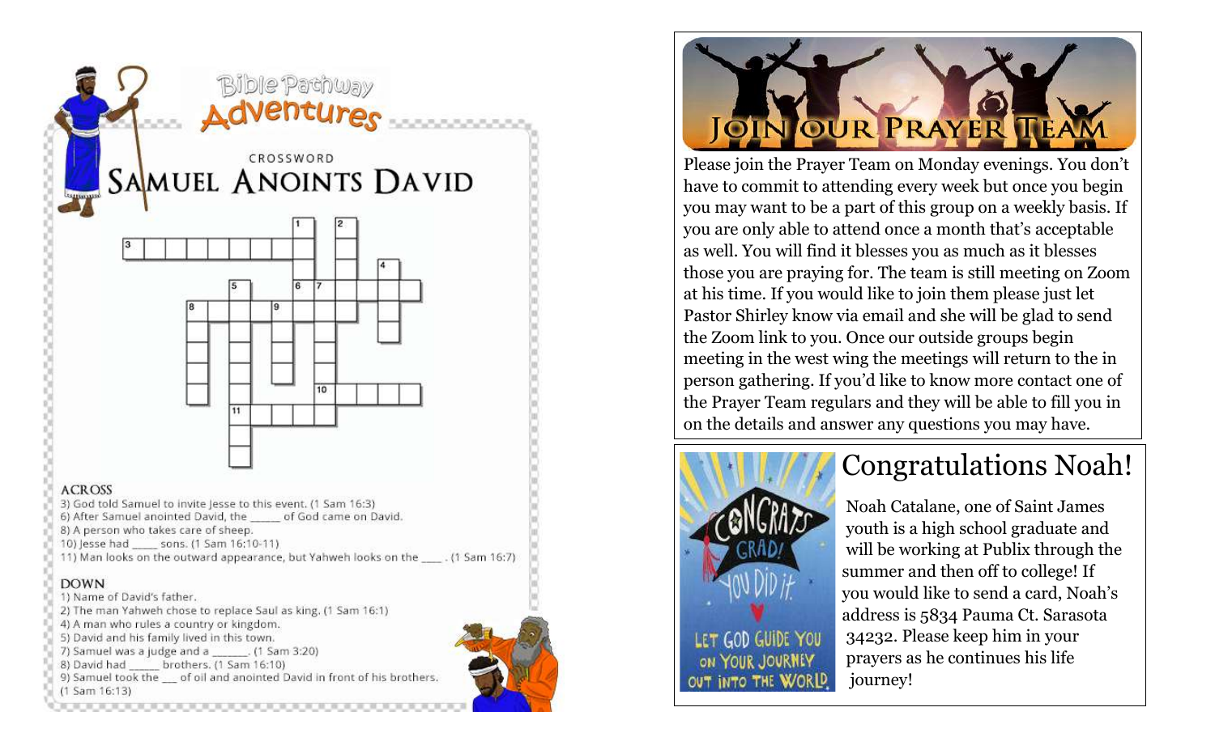# Bible Pathway Adventures

CROSSWORD

## Samuel Anoints David

**ACROSS**

3) God told Samuel to invite Jesse to this event. (1 Sam 16:3)
6) After Samuel anointed David, the _____ of God came on David.
8) A person who takes care of sheep.
10) Jesse had ____ sons. (1 Sam 16:10-11)
11) Man looks on the outward appearance, but Yahweh looks on the ____. (1 Sam 16:7)

**DOWN**

1) Name of David's father.
2) The man Yahweh chose to replace Saul as king. (1 Sam 16:1)
4) A man who rules a country or kingdom.
5) David and his family lived in this town.
7) Samuel was a judge and a ______. (1 Sam 3:20)
8) David had _____ brothers. (1 Sam 16:10)
9) Samuel took the __ of oil and anointed David in front of his brothers. (1 Sam 16:13)

## Join Our Prayer Team

Please join the Prayer Team on Monday evenings. You don't have to commit to attending every week but once you begin you may want to be a part of this group on a weekly basis. If you are only able to attend once a month that's acceptable as well. You will find it blesses you as much as it blesses those you are praying for. The team is still meeting on Zoom at his time. If you would like to join them please just let Pastor Shirley know via email and she will be glad to send the Zoom link to you. Once our outside groups begin meeting in the west wing the meetings will return to the in person gathering. If you'd like to know more contact one of the Prayer Team regulars and they will be able to fill you in on the details and answer any questions you may have.

## Congratulations Noah!

CONGRATS GRAD! YOU DID IT. LET GOD GUIDE YOU ON YOUR JOURNEY OUT INTO THE WORLD

Noah Catalane, one of Saint James youth is a high school graduate and will be working at Publix through the summer and then off to college! If you would like to send a card, Noah's address is 5834 Pauma Ct. Sarasota 34232. Please keep him in your prayers as he continues his life journey!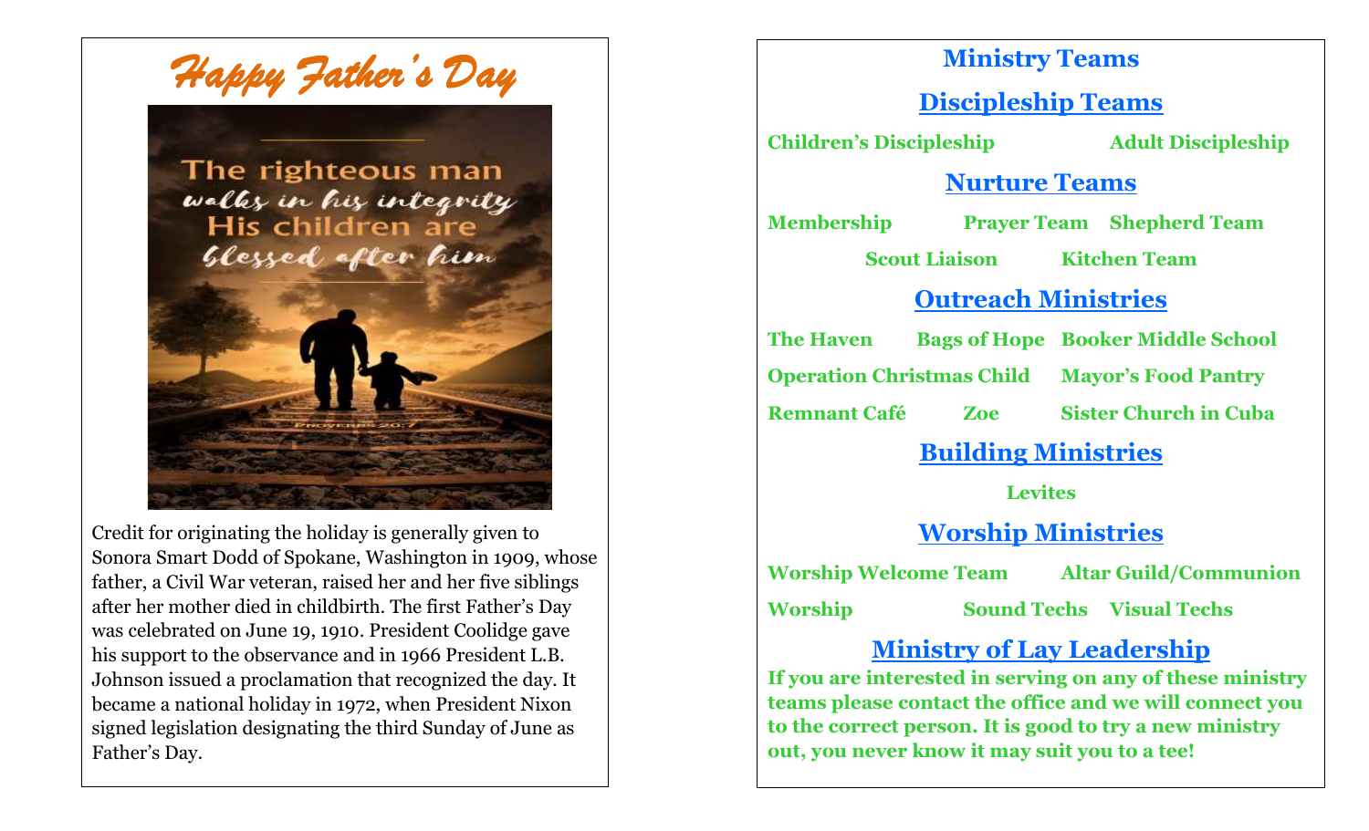# *Happy Father's Day*

Credit for originating the holiday is generally given to Sonora Smart Dodd of Spokane, Washington in 1909, whose father, a Civil War veteran, raised her and her five siblings after her mother died in childbirth. The first Father's Day was celebrated on June 19, 1910. President Coolidge gave his support to the observance and in 1966 President L.B. Johnson issued a proclamation that recognized the day. It became a national holiday in 1972, when President Nixon signed legislation designating the third Sunday of June as Father's Day.

# Ministry Teams

## Discipleship Teams

**Children's Discipleship** **Adult Discipleship**

## Nurture Teams

**Membership** **Prayer Team** **Shepherd Team**

**Scout Liaison** **Kitchen Team**

## Outreach Ministries

**The Haven** **Bags of Hope** **Booker Middle School**

**Operation Christmas Child** **Mayor's Food Pantry**

**Remnant Café** **Zoe** **Sister Church in Cuba**

## Building Ministries

**Levites**

## Worship Ministries

**Worship Welcome Team** **Altar Guild/Communion**

**Worship** **Sound Techs** **Visual Techs**

## Ministry of Lay Leadership

**If you are interested in serving on any of these ministry teams please contact the office and we will connect you to the correct person. It is good to try a new ministry out, you never know it may suit you to a tee!**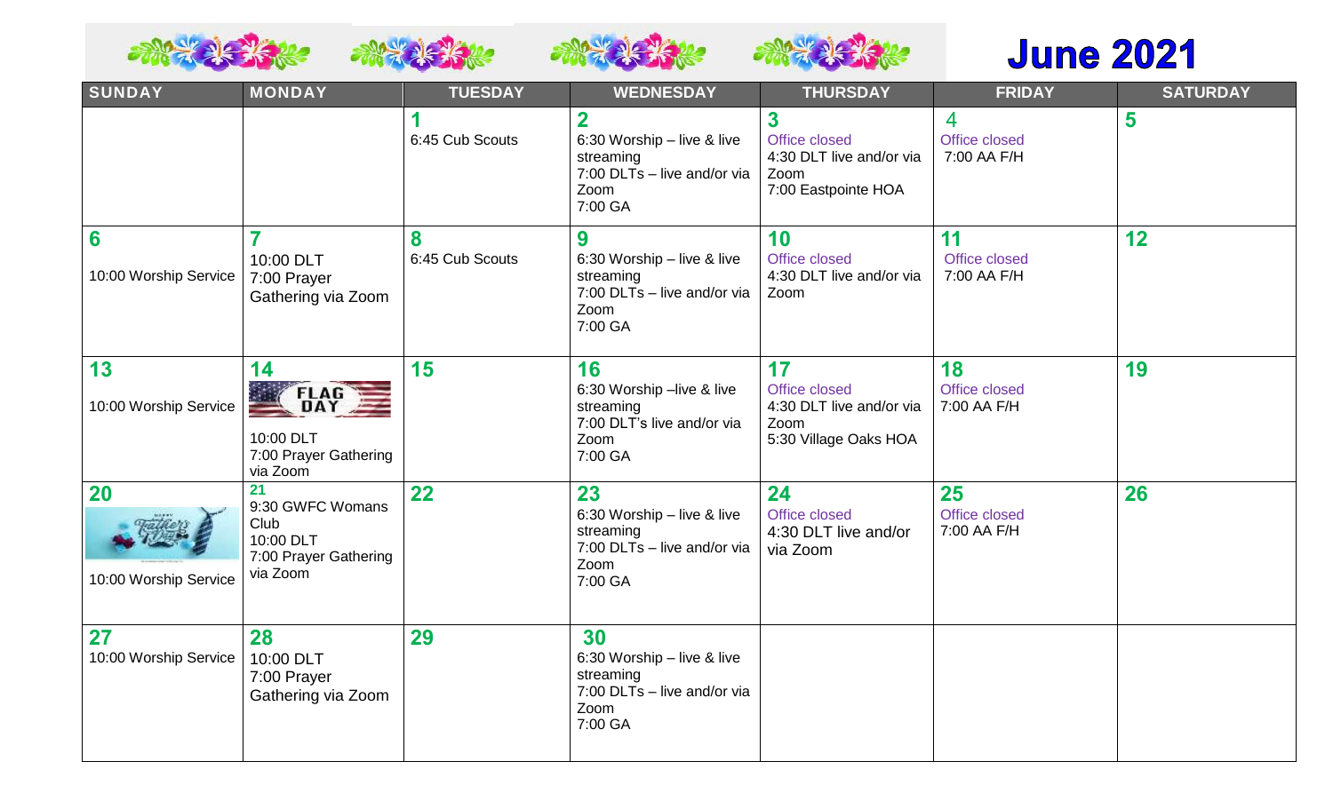# June 2021

| SUNDAY | MONDAY | TUESDAY | WEDNESDAY | THURSDAY | FRIDAY | SATURDAY |
|---|---|---|---|---|---|---|
| | | **1**<br>6:45 Cub Scouts | **2**<br>6:30 Worship – live & live streaming<br>7:00 DLTs – live and/or via Zoom<br>7:00 GA | **3**<br>Office closed<br>4:30 DLT live and/or via Zoom<br>7:00 Eastpointe HOA | 4<br>Office closed<br>7:00 AA F/H | **5** |
| **6**<br>10:00 Worship Service | **7**<br>10:00 DLT<br>7:00 Prayer Gathering via Zoom | **8**<br>6:45 Cub Scouts | **9**<br>6:30 Worship – live & live streaming<br>7:00 DLTs – live and/or via Zoom<br>7:00 GA | **10**<br>Office closed<br>4:30 DLT live and/or via Zoom | **11**<br>Office closed<br>7:00 AA F/H | **12** |
| **13**<br>10:00 Worship Service | **14**<br>FLAG DAY<br>10:00 DLT<br>7:00 Prayer Gathering via Zoom | **15** | **16**<br>6:30 Worship –live & live streaming<br>7:00 DLT's live and/or via Zoom<br>7:00 GA | **17**<br>Office closed<br>4:30 DLT live and/or via Zoom<br>5:30 Village Oaks HOA | **18**<br>Office closed<br>7:00 AA F/H | **19** |
| **20**<br>Happy Father's Day<br>10:00 Worship Service | **21**<br>9:30 GWFC Womans Club<br>10:00 DLT<br>7:00 Prayer Gathering via Zoom | **22** | **23**<br>6:30 Worship – live & live streaming<br>7:00 DLTs – live and/or via Zoom<br>7:00 GA | **24**<br>Office closed<br>4:30 DLT live and/or via Zoom | **25**<br>Office closed<br>7:00 AA F/H | **26** |
| **27**<br>10:00 Worship Service | **28**<br>10:00 DLT<br>7:00 Prayer Gathering via Zoom | **29** | **30**<br>6:30 Worship – live & live streaming<br>7:00 DLTs – live and/or via Zoom<br>7:00 GA | | | |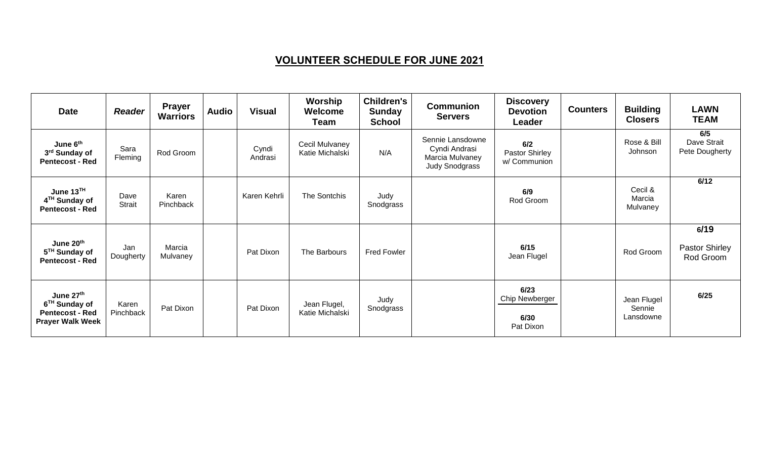## VOLUNTEER SCHEDULE FOR JUNE 2021

| Date | *Reader* | Prayer Warriors | Audio | Visual | Worship Welcome Team | Children's Sunday School | Communion Servers | Discovery Devotion Leader | Counters | Building Closers | LAWN TEAM |
|---|---|---|---|---|---|---|---|---|---|---|---|
| **June 6th 3rd Sunday of Pentecost - Red** | Sara Fleming | Rod Groom | | Cyndi Andrasi | Cecil Mulvaney Katie Michalski | N/A | Sennie Lansdowne Cyndi Andrasi Marcia Mulvaney Judy Snodgrass | **6/2** Pastor Shirley w/ Communion | | Rose & Bill Johnson | **6/5** Dave Strait Pete Dougherty |
| **June 13TH 4TH Sunday of Pentecost - Red** | Dave Strait | Karen Pinchback | | Karen Kehrli | The Sontchis | Judy Snodgrass | | **6/9** Rod Groom | | Cecil & Marcia Mulvaney | **6/12** |
| **June 20th 5TH Sunday of Pentecost - Red** | Jan Dougherty | Marcia Mulvaney | | Pat Dixon | The Barbours | Fred Fowler | | **6/15** Jean Flugel | | Rod Groom | **6/19** Pastor Shirley Rod Groom |
| **June 27th 6TH Sunday of Pentecost - Red Prayer Walk Week** | Karen Pinchback | Pat Dixon | | Pat Dixon | Jean Flugel, Katie Michalski | Judy Snodgrass | | **6/23** Chip Newberger **6/30** Pat Dixon | | Jean Flugel Sennie Lansdowne | **6/25** |